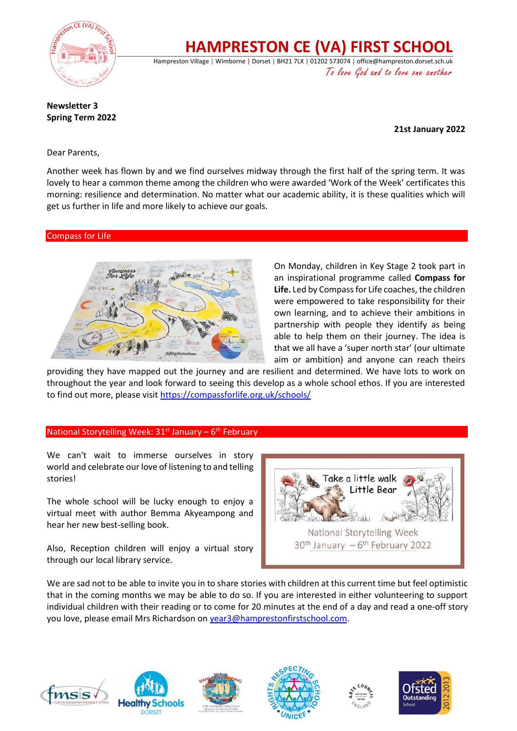# HAMPRESTON CE (VA) FIRST SCHOOL

Hampreston Village | Wimborne | Dorset | BH21 7LX | 01202 573074 | office@hampreston.dorset.sch.uk

*To love God and to love one another*

**Newsletter 3**
**Spring Term 2022**

**21st January 2022**

Dear Parents,

Another week has flown by and we find ourselves midway through the first half of the spring term. It was lovely to hear a common theme among the children who were awarded 'Work of the Week' certificates this morning: resilience and determination. No matter what our academic ability, it is these qualities which will get us further in life and more likely to achieve our goals.

## Compass for Life

On Monday, children in Key Stage 2 took part in an inspirational programme called **Compass for Life.** Led by Compass for Life coaches, the children were empowered to take responsibility for their own learning, and to achieve their ambitions in partnership with people they identify as being able to help them on their journey. The idea is that we all have a 'super north star' (our ultimate aim or ambition) and anyone can reach theirs providing they have mapped out the journey and are resilient and determined. We have lots to work on throughout the year and look forward to seeing this develop as a whole school ethos. If you are interested to find out more, please visit https://compassforlife.org.uk/schools/

## National Storytelling Week: 31st January – 6th February

We can't wait to immerse ourselves in story world and celebrate our love of listening to and telling stories!

The whole school will be lucky enough to enjoy a virtual meet with author Bemma Akyeampong and hear her new best-selling book.

Also, Reception children will enjoy a virtual story through our local library service.

Take a little walk Little Bear

National Storytelling Week
30th January – 6th February 2022

We are sad not to be able to invite you in to share stories with children at this current time but feel optimistic that in the coming months we may be able to do so. If you are interested in either volunteering to support individual children with their reading or to come for 20 minutes at the end of a day and read a one-off story you love, please email Mrs Richardson on year3@hamprestonfirstschool.com.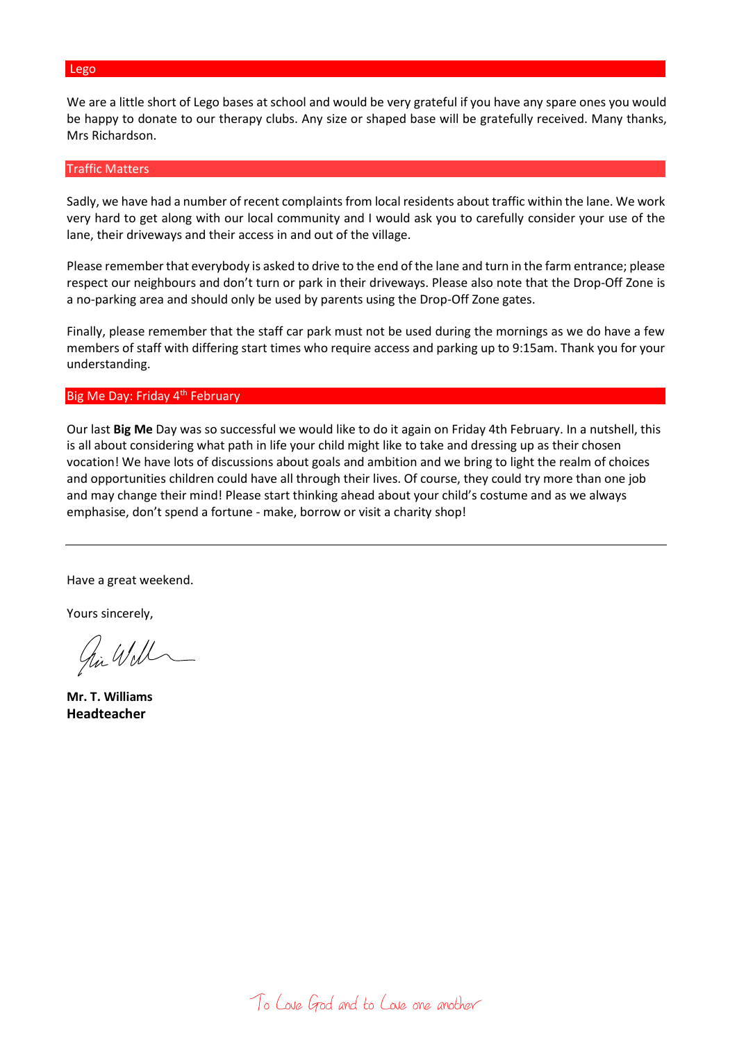## Lego

We are a little short of Lego bases at school and would be very grateful if you have any spare ones you would be happy to donate to our therapy clubs. Any size or shaped base will be gratefully received. Many thanks, Mrs Richardson.

## Traffic Matters

Sadly, we have had a number of recent complaints from local residents about traffic within the lane. We work very hard to get along with our local community and I would ask you to carefully consider your use of the lane, their driveways and their access in and out of the village.

Please remember that everybody is asked to drive to the end of the lane and turn in the farm entrance; please respect our neighbours and don't turn or park in their driveways. Please also note that the Drop-Off Zone is a no-parking area and should only be used by parents using the Drop-Off Zone gates.

Finally, please remember that the staff car park must not be used during the mornings as we do have a few members of staff with differing start times who require access and parking up to 9:15am. Thank you for your understanding.

## Big Me Day: Friday 4th February

Our last **Big Me** Day was so successful we would like to do it again on Friday 4th February. In a nutshell, this is all about considering what path in life your child might like to take and dressing up as their chosen vocation! We have lots of discussions about goals and ambition and we bring to light the realm of choices and opportunities children could have all through their lives. Of course, they could try more than one job and may change their mind! Please start thinking ahead about your child's costume and as we always emphasise, don't spend a fortune - make, borrow or visit a charity shop!

---

Have a great weekend.

Yours sincerely,

**Mr. T. Williams**
**Headteacher**

To Love God and to Love one another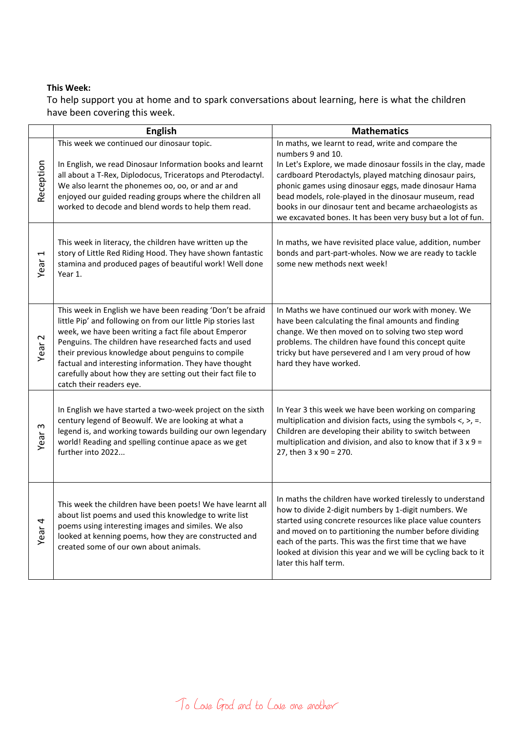**This Week:**

To help support you at home and to spark conversations about learning, here is what the children have been covering this week.

| | English | Mathematics |
|---|---|---|
| Reception | This week we continued our dinosaur topic.<br><br>In English, we read Dinosaur Information books and learnt all about a T-Rex, Diplodocus, Triceratops and Pterodactyl. We also learnt the phonemes oo, oo, or and ar and enjoyed our guided reading groups where the children all worked to decode and blend words to help them read. | In maths, we learnt to read, write and compare the numbers 9 and 10.<br>In Let's Explore, we made dinosaur fossils in the clay, made cardboard Pterodactyls, played matching dinosaur pairs, phonic games using dinosaur eggs, made dinosaur Hama bead models, role-played in the dinosaur museum, read books in our dinosaur tent and became archaeologists as we excavated bones. It has been very busy but a lot of fun. |
| Year 1 | This week in literacy, the children have written up the story of Little Red Riding Hood. They have shown fantastic stamina and produced pages of beautiful work! Well done Year 1. | In maths, we have revisited place value, addition, number bonds and part-part-wholes. Now we are ready to tackle some new methods next week! |
| Year 2 | This week in English we have been reading 'Don't be afraid little Pip' and following on from our little Pip stories last week, we have been writing a fact file about Emperor Penguins. The children have researched facts and used their previous knowledge about penguins to compile factual and interesting information. They have thought carefully about how they are setting out their fact file to catch their readers eye. | In Maths we have continued our work with money. We have been calculating the final amounts and finding change. We then moved on to solving two step word problems. The children have found this concept quite tricky but have persevered and I am very proud of how hard they have worked. |
| Year 3 | In English we have started a two-week project on the sixth century legend of Beowulf. We are looking at what a legend is, and working towards building our own legendary world! Reading and spelling continue apace as we get further into 2022... | In Year 3 this week we have been working on comparing multiplication and division facts, using the symbols <, >, =. Children are developing their ability to switch between multiplication and division, and also to know that if 3 x 9 = 27, then 3 x 90 = 270. |
| Year 4 | This week the children have been poets! We have learnt all about list poems and used this knowledge to write list poems using interesting images and similes. We also looked at kenning poems, how they are constructed and created some of our own about animals. | In maths the children have worked tirelessly to understand how to divide 2-digit numbers by 1-digit numbers. We started using concrete resources like place value counters and moved on to partitioning the number before dividing each of the parts. This was the first time that we have looked at division this year and we will be cycling back to it later this half term. |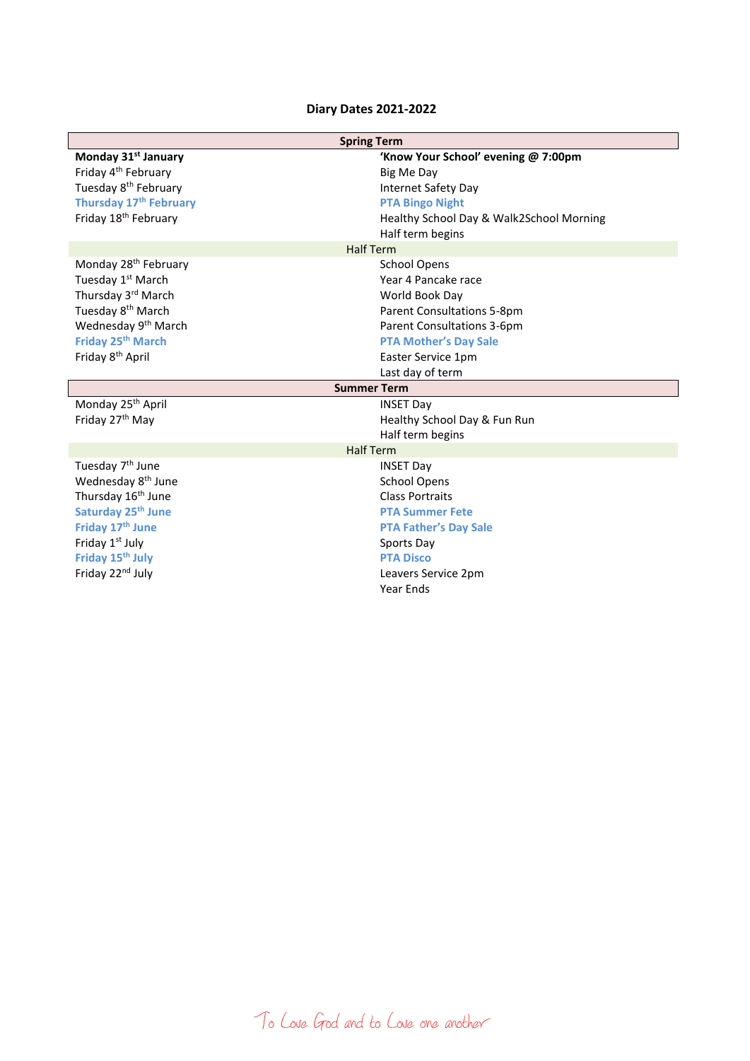# Diary Dates 2021-2022

| | |
|---|---|
| **Spring Term** | |
| **Monday 31st January** | **'Know Your School' evening @ 7:00pm** |
| Friday 4th February | Big Me Day |
| Tuesday 8th February | Internet Safety Day |
| **Thursday 17th February** | **PTA Bingo Night** |
| Friday 18th February | Healthy School Day & Walk2School Morning |
| | Half term begins |
| Half Term | |
| Monday 28th February | School Opens |
| Tuesday 1st March | Year 4 Pancake race |
| Thursday 3rd March | World Book Day |
| Tuesday 8th March | Parent Consultations 5-8pm |
| Wednesday 9th March | Parent Consultations 3-6pm |
| **Friday 25th March** | **PTA Mother's Day Sale** |
| Friday 8th April | Easter Service 1pm |
| | Last day of term |
| **Summer Term** | |
| Monday 25th April | INSET Day |
| Friday 27th May | Healthy School Day & Fun Run |
| | Half term begins |
| Half Term | |
| Tuesday 7th June | INSET Day |
| Wednesday 8th June | School Opens |
| Thursday 16th June | Class Portraits |
| **Saturday 25th June** | **PTA Summer Fete** |
| **Friday 17th June** | **PTA Father's Day Sale** |
| Friday 1st July | Sports Day |
| **Friday 15th July** | **PTA Disco** |
| Friday 22nd July | Leavers Service 2pm |
| | Year Ends |

To Love God and to Love one another